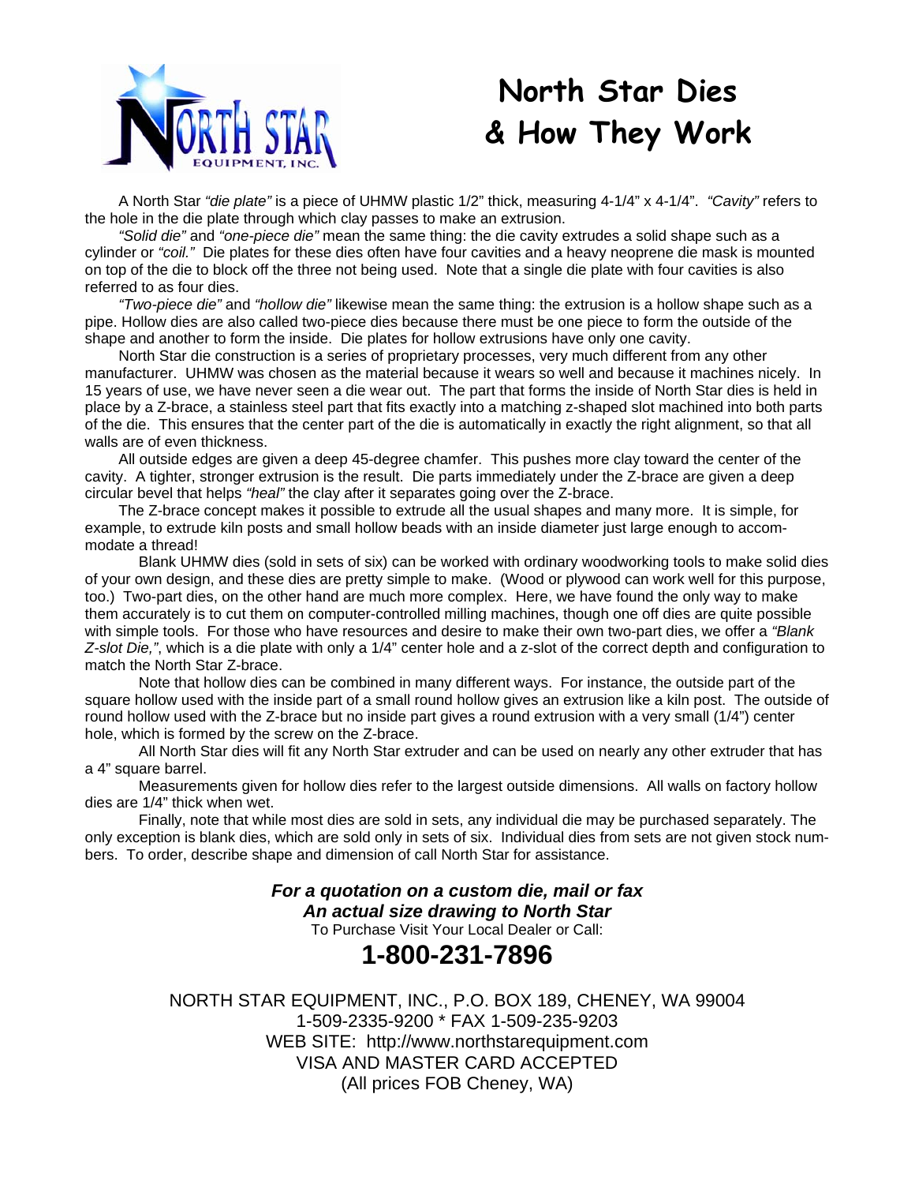# North Star Dies & How They Work

A North Star *"die plate"* is a piece of UHMW plastic 1/2" thick, measuring 4-1/4" x 4-1/4". *"Cavity"* refers to the hole in the die plate through which clay passes to make an extrusion.

*"Solid die"* and *"one-piece die"* mean the same thing: the die cavity extrudes a solid shape such as a cylinder or *"coil."* Die plates for these dies often have four cavities and a heavy neoprene die mask is mounted on top of the die to block off the three not being used. Note that a single die plate with four cavities is also referred to as four dies.

*"Two-piece die"* and *"hollow die"* likewise mean the same thing: the extrusion is a hollow shape such as a pipe. Hollow dies are also called two-piece dies because there must be one piece to form the outside of the shape and another to form the inside. Die plates for hollow extrusions have only one cavity.

North Star die construction is a series of proprietary processes, very much different from any other manufacturer. UHMW was chosen as the material because it wears so well and because it machines nicely. In 15 years of use, we have never seen a die wear out. The part that forms the inside of North Star dies is held in place by a Z-brace, a stainless steel part that fits exactly into a matching z-shaped slot machined into both parts of the die. This ensures that the center part of the die is automatically in exactly the right alignment, so that all walls are of even thickness.

All outside edges are given a deep 45-degree chamfer. This pushes more clay toward the center of the cavity. A tighter, stronger extrusion is the result. Die parts immediately under the Z-brace are given a deep circular bevel that helps *"heal"* the clay after it separates going over the Z-brace.

The Z-brace concept makes it possible to extrude all the usual shapes and many more. It is simple, for example, to extrude kiln posts and small hollow beads with an inside diameter just large enough to accommodate a thread!

Blank UHMW dies (sold in sets of six) can be worked with ordinary woodworking tools to make solid dies of your own design, and these dies are pretty simple to make. (Wood or plywood can work well for this purpose, too.) Two-part dies, on the other hand are much more complex. Here, we have found the only way to make them accurately is to cut them on computer-controlled milling machines, though one off dies are quite possible with simple tools. For those who have resources and desire to make their own two-part dies, we offer a *"Blank Z-slot Die,"*, which is a die plate with only a 1/4" center hole and a z-slot of the correct depth and configuration to match the North Star Z-brace.

Note that hollow dies can be combined in many different ways. For instance, the outside part of the square hollow used with the inside part of a small round hollow gives an extrusion like a kiln post. The outside of round hollow used with the Z-brace but no inside part gives a round extrusion with a very small (1/4") center hole, which is formed by the screw on the Z-brace.

All North Star dies will fit any North Star extruder and can be used on nearly any other extruder that has a 4" square barrel.

Measurements given for hollow dies refer to the largest outside dimensions. All walls on factory hollow dies are 1/4" thick when wet.

Finally, note that while most dies are sold in sets, any individual die may be purchased separately. The only exception is blank dies, which are sold only in sets of six. Individual dies from sets are not given stock numbers. To order, describe shape and dimension of call North Star for assistance.

***For a quotation on a custom die, mail or fax***
***An actual size drawing to North Star***
To Purchase Visit Your Local Dealer or Call:

## 1-800-231-7896

NORTH STAR EQUIPMENT, INC., P.O. BOX 189, CHENEY, WA 99004
1-509-2335-9200 * FAX 1-509-235-9203
WEB SITE: http://www.northstarequipment.com
VISA AND MASTER CARD ACCEPTED
(All prices FOB Cheney, WA)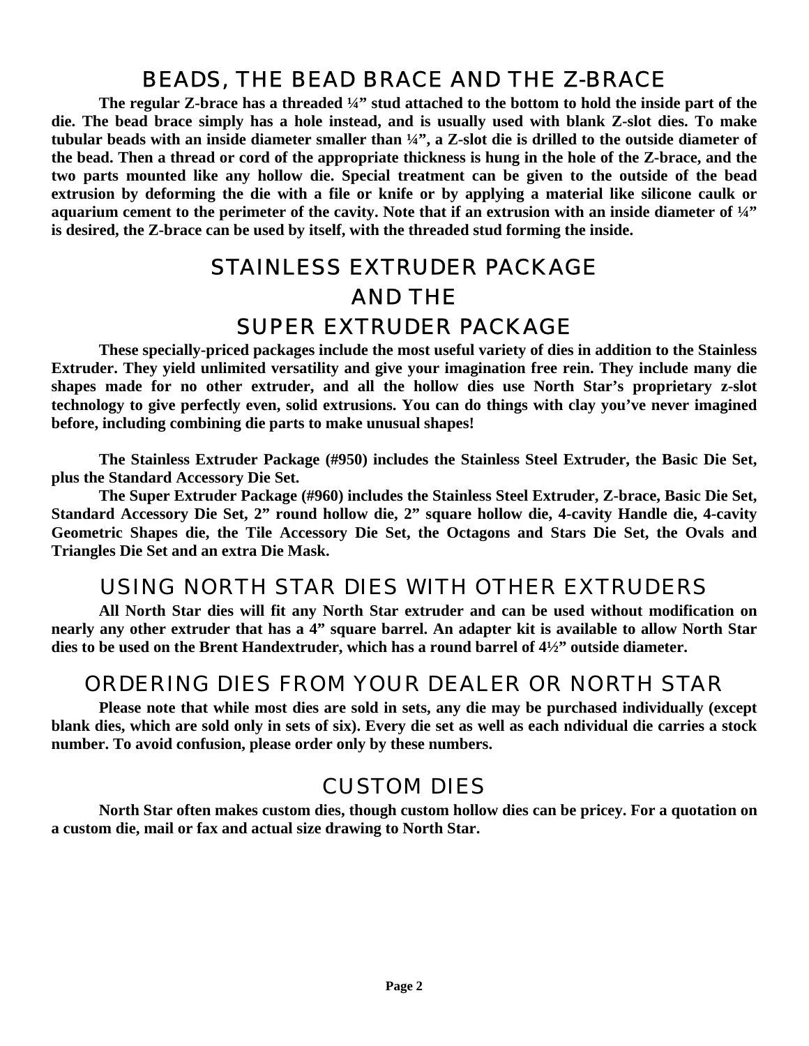## BEADS, THE BEAD BRACE AND THE Z-BRACE

**The regular Z-brace has a threaded ¼” stud attached to the bottom to hold the inside part of the die. The bead brace simply has a hole instead, and is usually used with blank Z-slot dies. To make tubular beads with an inside diameter smaller than ¼”, a Z-slot die is drilled to the outside diameter of the bead. Then a thread or cord of the appropriate thickness is hung in the hole of the Z-brace, and the two parts mounted like any hollow die. Special treatment can be given to the outside of the bead extrusion by deforming the die with a file or knife or by applying a material like silicone caulk or aquarium cement to the perimeter of the cavity. Note that if an extrusion with an inside diameter of ¼” is desired, the Z-brace can be used by itself, with the threaded stud forming the inside.**

## STAINLESS EXTRUDER PACKAGE AND THE SUPER EXTRUDER PACKAGE

**These specially-priced packages include the most useful variety of dies in addition to the Stainless Extruder. They yield unlimited versatility and give your imagination free rein. They include many die shapes made for no other extruder, and all the hollow dies use North Star’s proprietary z-slot technology to give perfectly even, solid extrusions. You can do things with clay you’ve never imagined before, including combining die parts to make unusual shapes!**

**The Stainless Extruder Package (#950) includes the Stainless Steel Extruder, the Basic Die Set, plus the Standard Accessory Die Set.**

**The Super Extruder Package (#960) includes the Stainless Steel Extruder, Z-brace, Basic Die Set, Standard Accessory Die Set, 2” round hollow die, 2” square hollow die, 4-cavity Handle die, 4-cavity Geometric Shapes die, the Tile Accessory Die Set, the Octagons and Stars Die Set, the Ovals and Triangles Die Set and an extra Die Mask.**

## USING NORTH STAR DIES WITH OTHER EXTRUDERS

**All North Star dies will fit any North Star extruder and can be used without modification on nearly any other extruder that has a 4” square barrel. An adapter kit is available to allow North Star dies to be used on the Brent Handextruder, which has a round barrel of 4½” outside diameter.**

## ORDERING DIES FROM YOUR DEALER OR NORTH STAR

**Please note that while most dies are sold in sets, any die may be purchased individually (except blank dies, which are sold only in sets of six). Every die set as well as each ndividual die carries a stock number. To avoid confusion, please order only by these numbers.**

## CUSTOM DIES

**North Star often makes custom dies, though custom hollow dies can be pricey. For a quotation on a custom die, mail or fax and actual size drawing to North Star.**